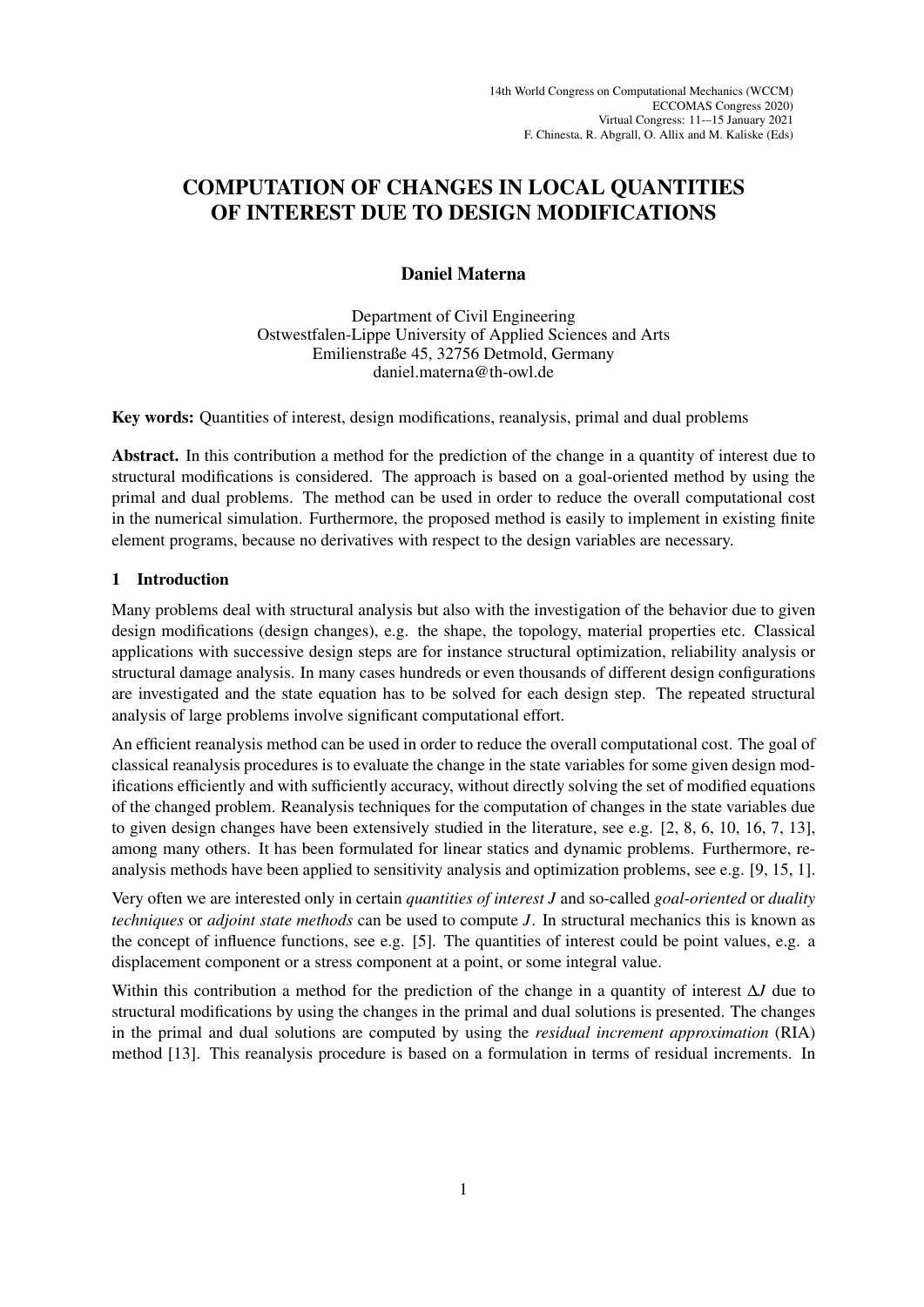# COMPUTATION OF CHANGES IN LOCAL QUANTITIES OF INTEREST DUE TO DESIGN MODIFICATIONS

**Daniel Materna**

Department of Civil Engineering
Ostwestfalen-Lippe University of Applied Sciences and Arts
Emilienstraße 45, 32756 Detmold, Germany
daniel.materna@th-owl.de

**Key words:** Quantities of interest, design modifications, reanalysis, primal and dual problems

**Abstract.** In this contribution a method for the prediction of the change in a quantity of interest due to structural modifications is considered. The approach is based on a goal-oriented method by using the primal and dual problems. The method can be used in order to reduce the overall computational cost in the numerical simulation. Furthermore, the proposed method is easily to implement in existing finite element programs, because no derivatives with respect to the design variables are necessary.

## 1 Introduction

Many problems deal with structural analysis but also with the investigation of the behavior due to given design modifications (design changes), e.g. the shape, the topology, material properties etc. Classical applications with successive design steps are for instance structural optimization, reliability analysis or structural damage analysis. In many cases hundreds or even thousands of different design configurations are investigated and the state equation has to be solved for each design step. The repeated structural analysis of large problems involve significant computational effort.

An efficient reanalysis method can be used in order to reduce the overall computational cost. The goal of classical reanalysis procedures is to evaluate the change in the state variables for some given design modifications efficiently and with sufficiently accuracy, without directly solving the set of modified equations of the changed problem. Reanalysis techniques for the computation of changes in the state variables due to given design changes have been extensively studied in the literature, see e.g. [2, 8, 6, 10, 16, 7, 13], among many others. It has been formulated for linear statics and dynamic problems. Furthermore, reanalysis methods have been applied to sensitivity analysis and optimization problems, see e.g. [9, 15, 1].

Very often we are interested only in certain *quantities of interest* $J$ and so-called *goal-oriented* or *duality techniques* or *adjoint state methods* can be used to compute $J$. In structural mechanics this is known as the concept of influence functions, see e.g. [5]. The quantities of interest could be point values, e.g. a displacement component or a stress component at a point, or some integral value.

Within this contribution a method for the prediction of the change in a quantity of interest $\Delta J$ due to structural modifications by using the changes in the primal and dual solutions is presented. The changes in the primal and dual solutions are computed by using the *residual increment approximation* (RIA) method [13]. This reanalysis procedure is based on a formulation in terms of residual increments. In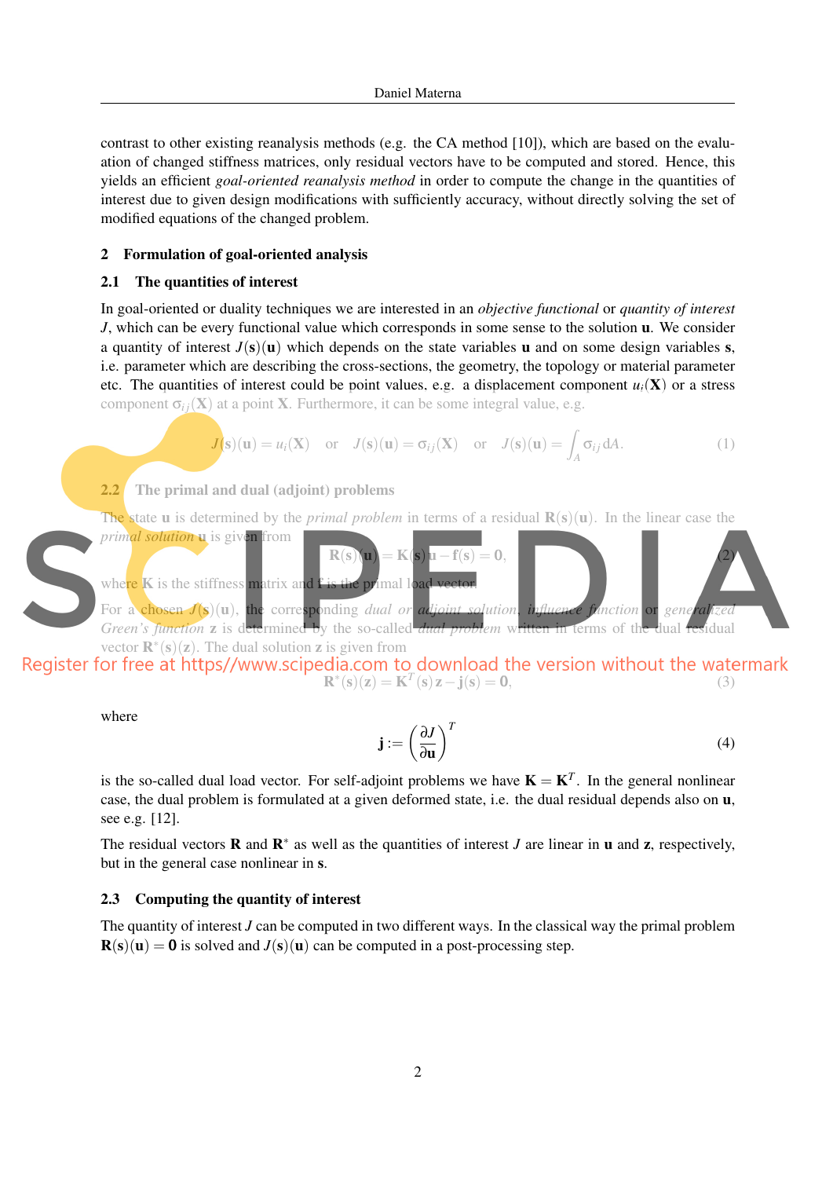contrast to other existing reanalysis methods (e.g. the CA method [10]), which are based on the evaluation of changed stiffness matrices, only residual vectors have to be computed and stored. Hence, this yields an efficient *goal-oriented reanalysis method* in order to compute the change in the quantities of interest due to given design modifications with sufficiently accuracy, without directly solving the set of modified equations of the changed problem.

## 2 Formulation of goal-oriented analysis

### 2.1 The quantities of interest

In goal-oriented or duality techniques we are interested in an *objective functional* or *quantity of interest* $J$, which can be every functional value which corresponds in some sense to the solution $\mathbf{u}$. We consider a quantity of interest $J(\mathbf{s})(\mathbf{u})$ which depends on the state variables $\mathbf{u}$ and on some design variables $\mathbf{s}$, i.e. parameter which are describing the cross-sections, the geometry, the topology or material parameter etc. The quantities of interest could be point values, e.g. a displacement component $u_i(\mathbf{X})$ or a stress component $\sigma_{ij}(\mathbf{X})$ at a point $\mathbf{X}$. Furthermore, it can be some integral value, e.g.

$$J(\mathbf{s})(\mathbf{u}) = u_i(\mathbf{X}) \quad \text{or} \quad J(\mathbf{s})(\mathbf{u}) = \sigma_{ij}(\mathbf{X}) \quad \text{or} \quad J(\mathbf{s})(\mathbf{u}) = \int_A \sigma_{ij} \, \mathrm{d}A. \tag{1}$$

### 2.2 The primal and dual (adjoint) problems

The state $\mathbf{u}$ is determined by the *primal problem* in terms of a residual $\mathbf{R}(\mathbf{s})(\mathbf{u})$. In the linear case the *primal solution* $\mathbf{u}$ is given from

$$\mathbf{R}(\mathbf{s})(\mathbf{u}) = \mathbf{K}(\mathbf{s})\,\mathbf{u} - \mathbf{f}(\mathbf{s}) = \mathbf{0}, \tag{2}$$

where $\mathbf{K}$ is the stiffness matrix and $\mathbf{f}$ is the primal load vector.

For a chosen $J(\mathbf{s})(\mathbf{u})$, the corresponding *dual or adjoint solution*, *influence function* or *generalized Green's function* $\mathbf{z}$ is determined by the so-called *dual problem* written in terms of the dual residual vector $\mathbf{R}^*(\mathbf{s})(\mathbf{z})$. The dual solution $\mathbf{z}$ is given from

$$\mathbf{R}^*(\mathbf{s})(\mathbf{z}) = \mathbf{K}^T(\mathbf{s})\,\mathbf{z} - \mathbf{j}(\mathbf{s}) = \mathbf{0}, \tag{3}$$

where

$$\mathbf{j} := \left(\frac{\partial J}{\partial \mathbf{u}}\right)^T \tag{4}$$

is the so-called dual load vector. For self-adjoint problems we have $\mathbf{K} = \mathbf{K}^T$. In the general nonlinear case, the dual problem is formulated at a given deformed state, i.e. the dual residual depends also on $\mathbf{u}$, see e.g. [12].

The residual vectors $\mathbf{R}$ and $\mathbf{R}^*$ as well as the quantities of interest $J$ are linear in $\mathbf{u}$ and $\mathbf{z}$, respectively, but in the general case nonlinear in $\mathbf{s}$.

### 2.3 Computing the quantity of interest

The quantity of interest $J$ can be computed in two different ways. In the classical way the primal problem $\mathbf{R}(\mathbf{s})(\mathbf{u}) = \mathbf{0}$ is solved and $J(\mathbf{s})(\mathbf{u})$ can be computed in a post-processing step.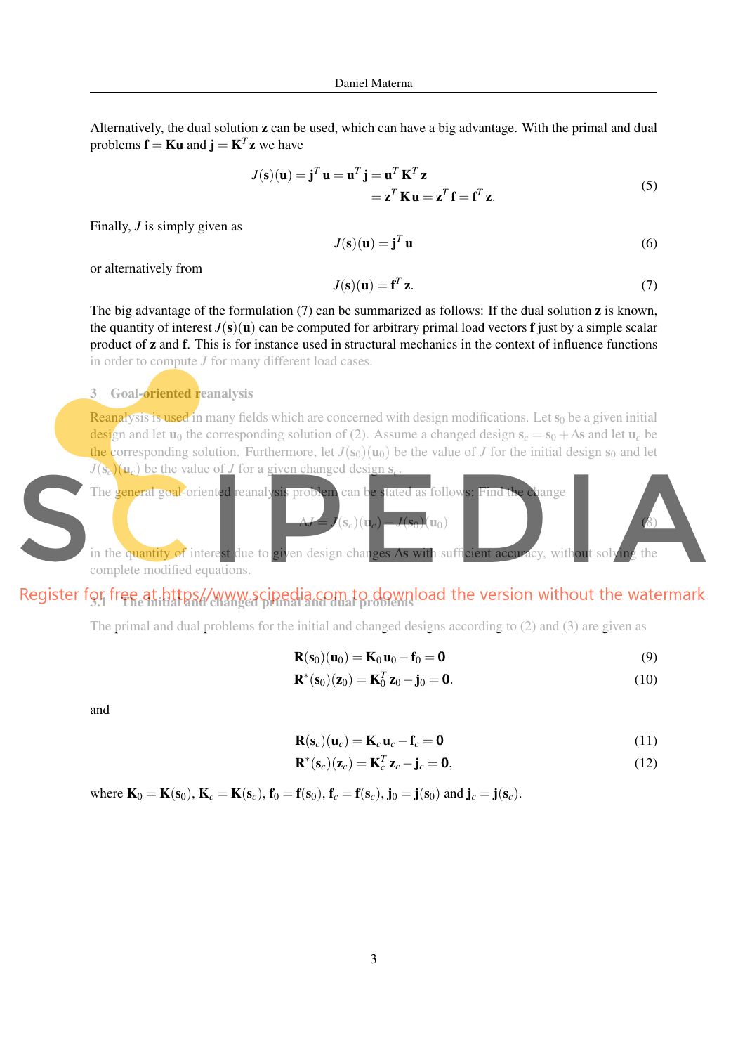Alternatively, the dual solution $\mathbf{z}$ can be used, which can have a big advantage. With the primal and dual problems $\mathbf{f} = \mathbf{K}\mathbf{u}$ and $\mathbf{j} = \mathbf{K}^T\mathbf{z}$ we have

$$
\begin{aligned}
J(\mathbf{s})(\mathbf{u}) = \mathbf{j}^T\,\mathbf{u} = \mathbf{u}^T\,\mathbf{j} = \mathbf{u}^T\,\mathbf{K}^T\,\mathbf{z} \\
= \mathbf{z}^T\,\mathbf{K}\,\mathbf{u} = \mathbf{z}^T\,\mathbf{f} = \mathbf{f}^T\,\mathbf{z}.
\end{aligned}
\tag{5}
$$

Finally, $J$ is simply given as

$$
J(\mathbf{s})(\mathbf{u}) = \mathbf{j}^T\,\mathbf{u} \tag{6}
$$

or alternatively from

$$
J(\mathbf{s})(\mathbf{u}) = \mathbf{f}^T\,\mathbf{z}. \tag{7}
$$

The big advantage of the formulation (7) can be summarized as follows: If the dual solution $\mathbf{z}$ is known, the quantity of interest $J(\mathbf{s})(\mathbf{u})$ can be computed for arbitrary primal load vectors $\mathbf{f}$ just by a simple scalar product of $\mathbf{z}$ and $\mathbf{f}$. This is for instance used in structural mechanics in the context of influence functions in order to compute $J$ for many different load cases.

## 3 Goal-oriented reanalysis

Reanalysis is used in many fields which are concerned with design modifications. Let $\mathbf{s}_0$ be a given initial design and let $\mathbf{u}_0$ the corresponding solution of (2). Assume a changed design $\mathbf{s}_c = \mathbf{s}_0 + \Delta\mathbf{s}$ and let $\mathbf{u}_c$ be the corresponding solution. Furthermore, let $J(\mathbf{s}_0)(\mathbf{u}_0)$ be the value of $J$ for the initial design $\mathbf{s}_0$ and let $J(\mathbf{s}_c)(\mathbf{u}_c)$ be the value of $J$ for a given changed design $\mathbf{s}_c$.

The general goal-oriented reanalysis problem can be stated as follows: Find the change

$$
\Delta J = J(\mathbf{s}_c)(\mathbf{u}_c) - J(\mathbf{s}_0)(\mathbf{u}_0) \tag{8}
$$

in the quantity of interest due to given design changes $\Delta\mathbf{s}$ with sufficient accuracy, without solving the complete modified equations.

### 3.1 The initial and changed primal and dual problems

The primal and dual problems for the initial and changed designs according to (2) and (3) are given as

$$
\mathbf{R}(\mathbf{s}_0)(\mathbf{u}_0) = \mathbf{K}_0\,\mathbf{u}_0 - \mathbf{f}_0 = \mathbf{0} \tag{9}
$$

$$
\mathbf{R}^*(\mathbf{s}_0)(\mathbf{z}_0) = \mathbf{K}_0^T\,\mathbf{z}_0 - \mathbf{j}_0 = \mathbf{0}. \tag{10}
$$

and

$$
\mathbf{R}(\mathbf{s}_c)(\mathbf{u}_c) = \mathbf{K}_c\,\mathbf{u}_c - \mathbf{f}_c = \mathbf{0} \tag{11}
$$

$$
\mathbf{R}^*(\mathbf{s}_c)(\mathbf{z}_c) = \mathbf{K}_c^T\,\mathbf{z}_c - \mathbf{j}_c = \mathbf{0}, \tag{12}
$$

where $\mathbf{K}_0 = \mathbf{K}(\mathbf{s}_0)$, $\mathbf{K}_c = \mathbf{K}(\mathbf{s}_c)$, $\mathbf{f}_0 = \mathbf{f}(\mathbf{s}_0)$, $\mathbf{f}_c = \mathbf{f}(\mathbf{s}_c)$, $\mathbf{j}_0 = \mathbf{j}(\mathbf{s}_0)$ and $\mathbf{j}_c = \mathbf{j}(\mathbf{s}_c)$.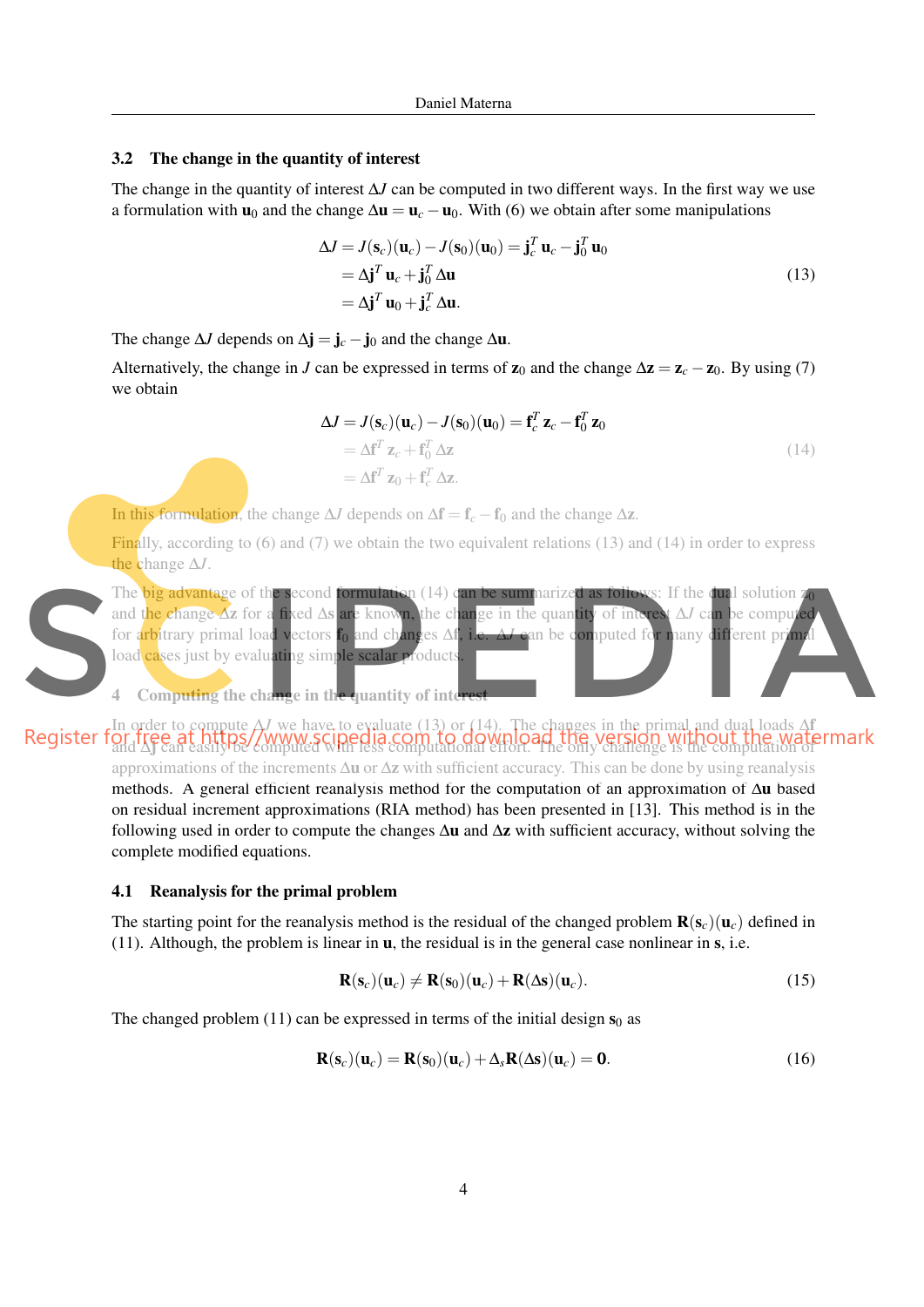### 3.2 The change in the quantity of interest

The change in the quantity of interest $\Delta J$ can be computed in two different ways. In the first way we use a formulation with $\mathbf{u}_0$ and the change $\Delta \mathbf{u} = \mathbf{u}_c - \mathbf{u}_0$. With (6) we obtain after some manipulations

$$
\begin{aligned}
\Delta J = J(\mathbf{s}_c)(\mathbf{u}_c) - J(\mathbf{s}_0)(\mathbf{u}_0) &= \mathbf{j}_c^T\, \mathbf{u}_c - \mathbf{j}_0^T\, \mathbf{u}_0 \\
&= \Delta \mathbf{j}^T\, \mathbf{u}_c + \mathbf{j}_0^T\, \Delta \mathbf{u} \\
&= \Delta \mathbf{j}^T\, \mathbf{u}_0 + \mathbf{j}_c^T\, \Delta \mathbf{u}.
\end{aligned}
\tag{13}
$$

The change $\Delta J$ depends on $\Delta \mathbf{j} = \mathbf{j}_c - \mathbf{j}_0$ and the change $\Delta \mathbf{u}$.

Alternatively, the change in $J$ can be expressed in terms of $\mathbf{z}_0$ and the change $\Delta \mathbf{z} = \mathbf{z}_c - \mathbf{z}_0$. By using (7) we obtain

$$
\begin{aligned}
\Delta J = J(\mathbf{s}_c)(\mathbf{u}_c) - J(\mathbf{s}_0)(\mathbf{u}_0) &= \mathbf{f}_c^T\, \mathbf{z}_c - \mathbf{f}_0^T\, \mathbf{z}_0 \\
&= \Delta \mathbf{f}^T\, \mathbf{z}_c + \mathbf{f}_0^T\, \Delta \mathbf{z} \\
&= \Delta \mathbf{f}^T\, \mathbf{z}_0 + \mathbf{f}_c^T\, \Delta \mathbf{z}.
\end{aligned}
\tag{14}
$$

In this formulation, the change $\Delta J$ depends on $\Delta \mathbf{f} = \mathbf{f}_c - \mathbf{f}_0$ and the change $\Delta \mathbf{z}$.

Finally, according to (6) and (7) we obtain the two equivalent relations (13) and (14) in order to express the change $\Delta J$.

The big advantage of the second formulation (14) can be summarized as follows: If the dual solution $\mathbf{z}_0$ and the change $\Delta \mathbf{z}$ for a fixed $\Delta \mathbf{s}$ are known, the change in the quantity of interest $\Delta J$ can be computed for arbitrary primal load vectors $\mathbf{f}_0$ and changes $\Delta \mathbf{f}$, i.e. $\Delta J$ can be computed for many different primal load cases just by evaluating simple scalar products.

## 4 Computing the change in the quantity of interest

In order to compute $\Delta J$ we have to evaluate (13) or (14). The changes in the primal and dual loads $\Delta \mathbf{f}$ and $\Delta \mathbf{j}$ can easily be computed with less computational effort. The only challenge is the computation of approximations of the increments $\Delta \mathbf{u}$ or $\Delta \mathbf{z}$ with sufficient accuracy. This can be done by using reanalysis methods. A general efficient reanalysis method for the computation of an approximation of $\Delta \mathbf{u}$ based on residual increment approximations (RIA method) has been presented in [13]. This method is in the following used in order to compute the changes $\Delta \mathbf{u}$ and $\Delta \mathbf{z}$ with sufficient accuracy, without solving the complete modified equations.

### 4.1 Reanalysis for the primal problem

The starting point for the reanalysis method is the residual of the changed problem $\mathbf{R}(\mathbf{s}_c)(\mathbf{u}_c)$ defined in (11). Although, the problem is linear in $\mathbf{u}$, the residual is in the general case nonlinear in $\mathbf{s}$, i.e.

$$
\mathbf{R}(\mathbf{s}_c)(\mathbf{u}_c) \neq \mathbf{R}(\mathbf{s}_0)(\mathbf{u}_c) + \mathbf{R}(\Delta \mathbf{s})(\mathbf{u}_c). \tag{15}
$$

The changed problem (11) can be expressed in terms of the initial design $\mathbf{s}_0$ as

$$
\mathbf{R}(\mathbf{s}_c)(\mathbf{u}_c) = \mathbf{R}(\mathbf{s}_0)(\mathbf{u}_c) + \Delta_s \mathbf{R}(\Delta \mathbf{s})(\mathbf{u}_c) = \mathbf{0}. \tag{16}
$$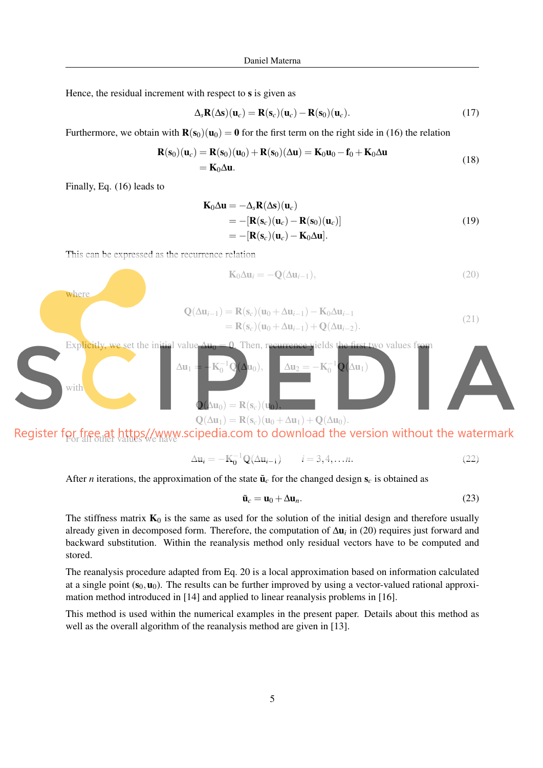Hence, the residual increment with respect to $\mathbf{s}$ is given as

$$\Delta_s \mathbf{R}(\Delta \mathbf{s})(\mathbf{u}_c) = \mathbf{R}(\mathbf{s}_c)(\mathbf{u}_c) - \mathbf{R}(\mathbf{s}_0)(\mathbf{u}_c). \tag{17}$$

Furthermore, we obtain with $\mathbf{R}(\mathbf{s}_0)(\mathbf{u}_0) = \mathbf{0}$ for the first term on the right side in (16) the relation

$$\begin{aligned}\mathbf{R}(\mathbf{s}_0)(\mathbf{u}_c) = \mathbf{R}(\mathbf{s}_0)(\mathbf{u}_0) + \mathbf{R}(\mathbf{s}_0)(\Delta \mathbf{u}) &= \mathbf{K}_0\mathbf{u}_0 - \mathbf{f}_0 + \mathbf{K}_0 \Delta \mathbf{u} \\ &= \mathbf{K}_0 \Delta \mathbf{u}.\end{aligned} \tag{18}$$

Finally, Eq. (16) leads to

$$\begin{aligned}\mathbf{K}_0 \Delta \mathbf{u} &= -\Delta_s \mathbf{R}(\Delta \mathbf{s})(\mathbf{u}_c) \\ &= -[\mathbf{R}(\mathbf{s}_c)(\mathbf{u}_c) - \mathbf{R}(\mathbf{s}_0)(\mathbf{u}_c)] \\ &= -[\mathbf{R}(\mathbf{s}_c)(\mathbf{u}_c) - \mathbf{K}_0 \Delta \mathbf{u}].\end{aligned} \tag{19}$$

This can be expressed as the recurrence relation

$$\mathbf{K}_0 \Delta \mathbf{u}_i = -\mathbf{Q}(\Delta \mathbf{u}_{i-1}), \tag{20}$$

where

$$\begin{aligned}\mathbf{Q}(\Delta \mathbf{u}_{i-1}) &= \mathbf{R}(\mathbf{s}_c)(\mathbf{u}_0 + \Delta \mathbf{u}_{i-1}) - \mathbf{K}_0 \Delta \mathbf{u}_{i-1} \\ &= \mathbf{R}(\mathbf{s}_c)(\mathbf{u}_0 + \Delta \mathbf{u}_{i-1}) + \mathbf{Q}(\Delta \mathbf{u}_{i-2}).\end{aligned} \tag{21}$$

Explicitly, we set the initial value $\Delta \mathbf{u}_0 = \mathbf{0}$. Then, recurrence yields the first two values from

$$\Delta \mathbf{u}_1 = -\mathbf{K}_0^{-1}\mathbf{Q}(\Delta \mathbf{u}_0), \qquad \Delta \mathbf{u}_2 = -\mathbf{K}_0^{-1}\mathbf{Q}(\Delta \mathbf{u}_1)$$

with

$$\begin{aligned}\mathbf{Q}(\Delta \mathbf{u}_0) &= \mathbf{R}(\mathbf{s}_c)(\mathbf{u}_0), \\ \mathbf{Q}(\Delta \mathbf{u}_1) &= \mathbf{R}(\mathbf{s}_c)(\mathbf{u}_0 + \Delta \mathbf{u}_1) + \mathbf{Q}(\Delta \mathbf{u}_0).\end{aligned}$$

For all other values we have

$$\Delta \mathbf{u}_i = -\mathbf{K}_0^{-1}\mathbf{Q}(\Delta \mathbf{u}_{i-1}) \qquad i = 3, 4, \ldots n. \tag{22}$$

After $n$ iterations, the approximation of the state $\tilde{\mathbf{u}}_c$ for the changed design $\mathbf{s}_c$ is obtained as

$$\tilde{\mathbf{u}}_c = \mathbf{u}_0 + \Delta \mathbf{u}_n. \tag{23}$$

The stiffness matrix $\mathbf{K}_0$ is the same as used for the solution of the initial design and therefore usually already given in decomposed form. Therefore, the computation of $\Delta \mathbf{u}_i$ in (20) requires just forward and backward substitution. Within the reanalysis method only residual vectors have to be computed and stored.

The reanalysis procedure adapted from Eq. 20 is a local approximation based on information calculated at a single point $(\mathbf{s}_0, \mathbf{u}_0)$. The results can be further improved by using a vector-valued rational approximation method introduced in [14] and applied to linear reanalysis problems in [16].

This method is used within the numerical examples in the present paper. Details about this method as well as the overall algorithm of the reanalysis method are given in [13].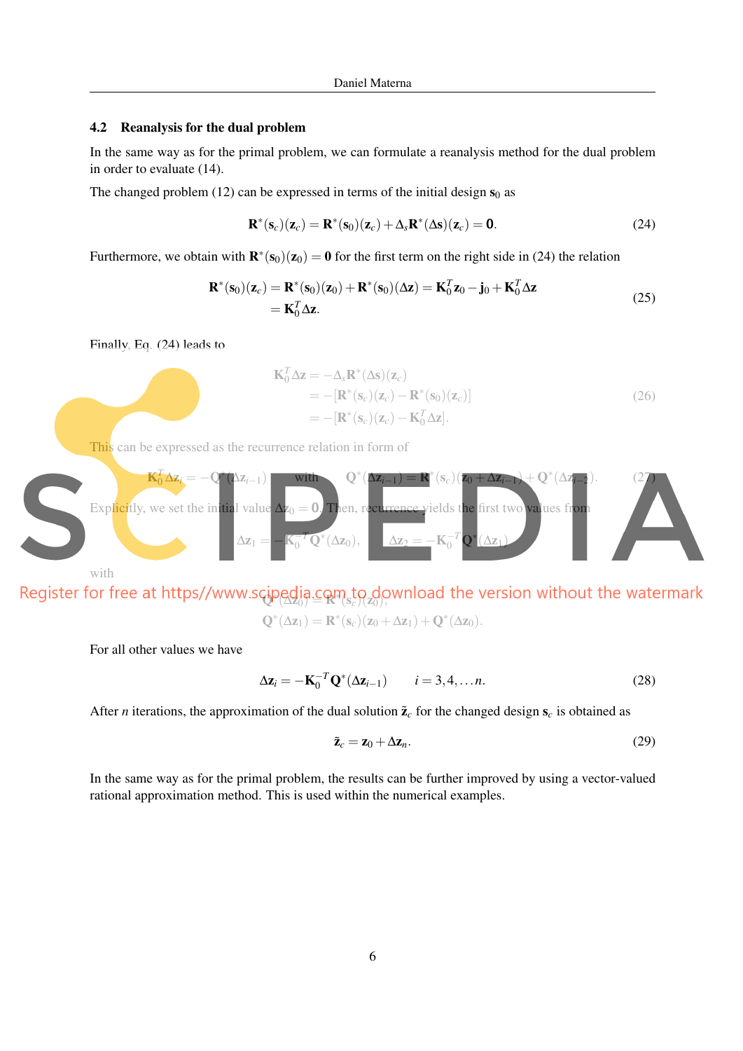### 4.2 Reanalysis for the dual problem

In the same way as for the primal problem, we can formulate a reanalysis method for the dual problem in order to evaluate (14).

The changed problem (12) can be expressed in terms of the initial design $\mathbf{s}_0$ as

$$\mathbf{R}^*(\mathbf{s}_c)(\mathbf{z}_c) = \mathbf{R}^*(\mathbf{s}_0)(\mathbf{z}_c) + \Delta_s\mathbf{R}^*(\Delta\mathbf{s})(\mathbf{z}_c) = \mathbf{0}. \tag{24}$$

Furthermore, we obtain with $\mathbf{R}^*(\mathbf{s}_0)(\mathbf{z}_0) = \mathbf{0}$ for the first term on the right side in (24) the relation

$$\begin{aligned}\mathbf{R}^*(\mathbf{s}_0)(\mathbf{z}_c) &= \mathbf{R}^*(\mathbf{s}_0)(\mathbf{z}_0) + \mathbf{R}^*(\mathbf{s}_0)(\Delta\mathbf{z}) = \mathbf{K}_0^T\mathbf{z}_0 - \mathbf{j}_0 + \mathbf{K}_0^T\Delta\mathbf{z} \\ &= \mathbf{K}_0^T\Delta\mathbf{z}.\end{aligned} \tag{25}$$

Finally, Eq. (24) leads to

$$\begin{aligned}\mathbf{K}_0^T\Delta\mathbf{z} &= -\Delta_s\mathbf{R}^*(\Delta\mathbf{s})(\mathbf{z}_c) \\ &= -[\mathbf{R}^*(\mathbf{s}_c)(\mathbf{z}_c) - \mathbf{R}^*(\mathbf{s}_0)(\mathbf{z}_c)] \\ &= -[\mathbf{R}^*(\mathbf{s}_c)(\mathbf{z}_c) - \mathbf{K}_0^T\Delta\mathbf{z}].\end{aligned} \tag{26}$$

This can be expressed as the recurrence relation in form of

$$\mathbf{K}_0^T\Delta\mathbf{z}_i = -\mathbf{Q}^*(\Delta\mathbf{z}_{i-1}) \qquad \text{with} \qquad \mathbf{Q}^*(\Delta\mathbf{z}_{i-1}) = \mathbf{R}^*(\mathbf{s}_c)(\mathbf{z}_0 + \Delta\mathbf{z}_{i-1}) + \mathbf{Q}^*(\Delta\mathbf{z}_{i-2}). \tag{27}$$

Explicitly, we set the initial value $\Delta\mathbf{z}_0 = \mathbf{0}$. Then, recurrence yields the first two values from

$$\Delta\mathbf{z}_1 = -\mathbf{K}_0^{-T}\mathbf{Q}^*(\Delta\mathbf{z}_0), \qquad \Delta\mathbf{z}_2 = -\mathbf{K}_0^{-T}\mathbf{Q}^*(\Delta\mathbf{z}_1)$$

with

$$\mathbf{Q}^*(\Delta\mathbf{z}_0) = \mathbf{R}^*(\mathbf{s}_c)(\mathbf{z}_0),$$
$$\mathbf{Q}^*(\Delta\mathbf{z}_1) = \mathbf{R}^*(\mathbf{s}_c)(\mathbf{z}_0 + \Delta\mathbf{z}_1) + \mathbf{Q}^*(\Delta\mathbf{z}_0).$$

For all other values we have

$$\Delta\mathbf{z}_i = -\mathbf{K}_0^{-T}\mathbf{Q}^*(\Delta\mathbf{z}_{i-1}) \qquad i = 3, 4, \ldots n. \tag{28}$$

After $n$ iterations, the approximation of the dual solution $\tilde{\mathbf{z}}_c$ for the changed design $\mathbf{s}_c$ is obtained as

$$\tilde{\mathbf{z}}_c = \mathbf{z}_0 + \Delta\mathbf{z}_n. \tag{29}$$

In the same way as for the primal problem, the results can be further improved by using a vector-valued rational approximation method. This is used within the numerical examples.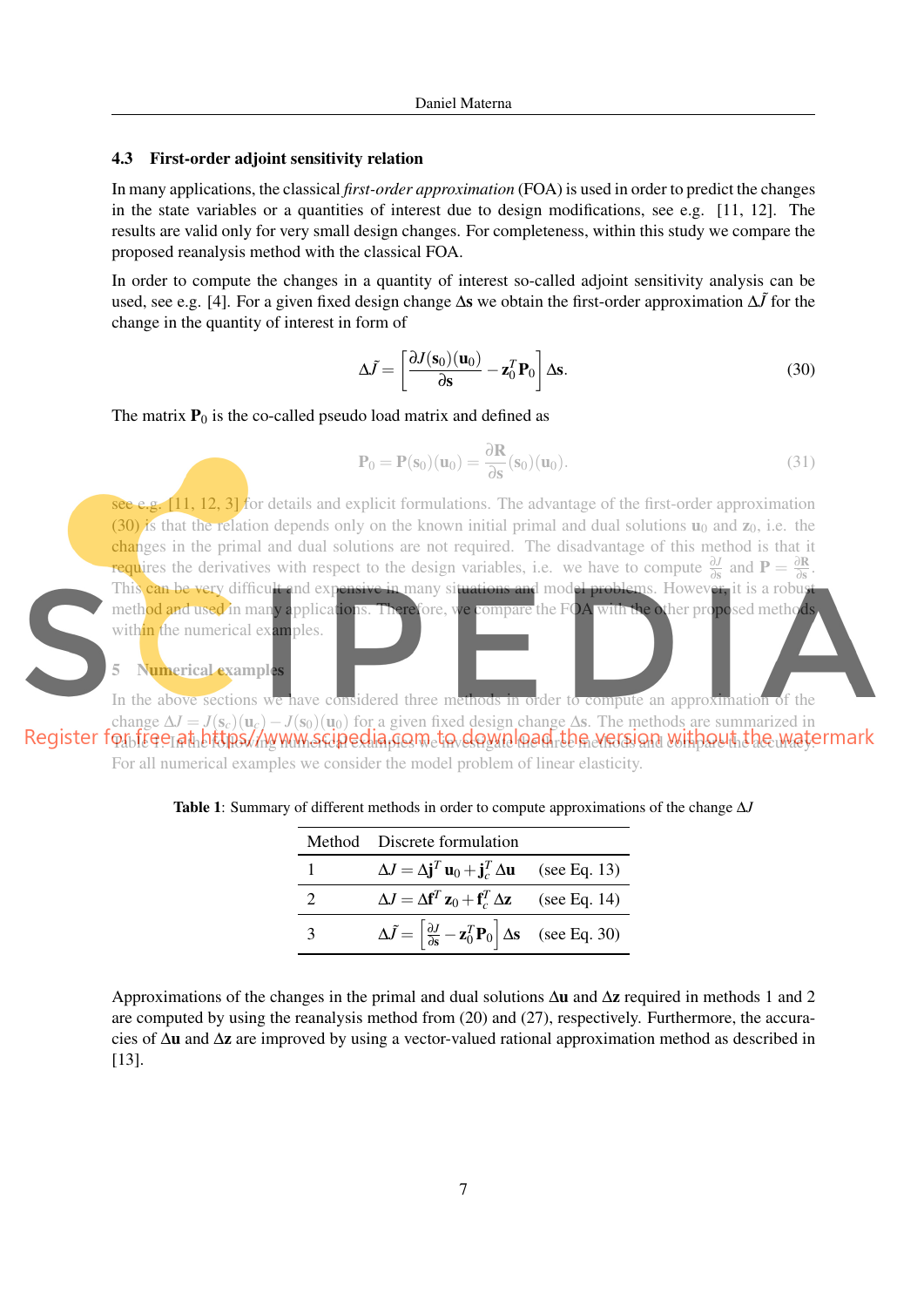### 4.3 First-order adjoint sensitivity relation

In many applications, the classical *first-order approximation* (FOA) is used in order to predict the changes in the state variables or a quantities of interest due to design modifications, see e.g. [11, 12]. The results are valid only for very small design changes. For completeness, within this study we compare the proposed reanalysis method with the classical FOA.

In order to compute the changes in a quantity of interest so-called adjoint sensitivity analysis can be used, see e.g. [4]. For a given fixed design change $\Delta\mathbf{s}$ we obtain the first-order approximation $\Delta\tilde{J}$ for the change in the quantity of interest in form of

$$\Delta\tilde{J} = \left[\frac{\partial J(\mathbf{s}_0)(\mathbf{u}_0)}{\partial \mathbf{s}} - \mathbf{z}_0^T\mathbf{P}_0\right]\Delta\mathbf{s}. \tag{30}$$

The matrix $\mathbf{P}_0$ is the co-called pseudo load matrix and defined as

$$\mathbf{P}_0 = \mathbf{P}(\mathbf{s}_0)(\mathbf{u}_0) = \frac{\partial \mathbf{R}}{\partial \mathbf{s}}(\mathbf{s}_0)(\mathbf{u}_0). \tag{31}$$

see e.g. [11, 12, 3] for details and explicit formulations. The advantage of the first-order approximation (30) is that the relation depends only on the known initial primal and dual solutions $\mathbf{u}_0$ and $\mathbf{z}_0$, i.e. the changes in the primal and dual solutions are not required. The disadvantage of this method is that it requires the derivatives with respect to the design variables, i.e. we have to compute $\frac{\partial J}{\partial \mathbf{s}}$ and $\mathbf{P} = \frac{\partial \mathbf{R}}{\partial \mathbf{s}}$. This can be very difficult and expensive in many situations and model problems. However, it is a robust method and used in many applications. Therefore, we compare the FOA with the other proposed methods within the numerical examples.

## 5 Numerical examples

In the above sections we have considered three methods in order to compute an approximation of the change $\Delta J = J(\mathbf{s}_c)(\mathbf{u}_c) - J(\mathbf{s}_0)(\mathbf{u}_0)$ for a given fixed design change $\Delta\mathbf{s}$. The methods are summarized in Table 1. In the following numerical examples we investigate the three methods and compare the accuracy. For all numerical examples we consider the model problem of linear elasticity.

**Table 1**: Summary of different methods in order to compute approximations of the change $\Delta J$

| Method | Discrete formulation | |
|---|---|---|
| 1 | $\Delta J = \Delta\mathbf{j}^T\,\mathbf{u}_0 + \mathbf{j}_c^T\,\Delta\mathbf{u}$ | (see Eq. 13) |
| 2 | $\Delta J = \Delta\mathbf{f}^T\,\mathbf{z}_0 + \mathbf{f}_c^T\,\Delta\mathbf{z}$ | (see Eq. 14) |
| 3 | $\Delta\tilde{J} = \left[\frac{\partial J}{\partial \mathbf{s}} - \mathbf{z}_0^T\mathbf{P}_0\right]\Delta\mathbf{s}$ | (see Eq. 30) |

Approximations of the changes in the primal and dual solutions $\Delta\mathbf{u}$ and $\Delta\mathbf{z}$ required in methods 1 and 2 are computed by using the reanalysis method from (20) and (27), respectively. Furthermore, the accuracies of $\Delta\mathbf{u}$ and $\Delta\mathbf{z}$ are improved by using a vector-valued rational approximation method as described in [13].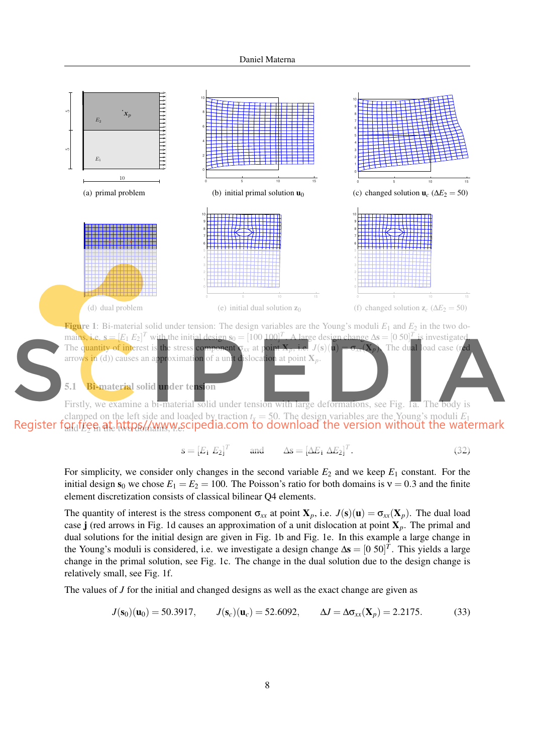(a) primal problem

(b) initial primal solution $\mathbf{u}_0$

(c) changed solution $\mathbf{u}_c$ ($\Delta E_2 = 50$)

(d) dual problem

(e) initial dual solution $\mathbf{z}_0$

(f) changed solution $\mathbf{z}_c$ ($\Delta E_2 = 50$)

**Figure 1**: Bi-material solid under tension: The design variables are the Young's moduli $E_1$ and $E_2$ in the two domains, i.e. $\mathbf{s} = [E_1\ E_2]^T$ with the initial design $\mathbf{s}_0 = [100\ 100]^T$. A large design change $\Delta\mathbf{s} = [0\ 50]^T$ is investigated. The quantity of interest is the stress component $\sigma_{xx}$ at point $\mathbf{X}_p$, i.e. $J(\mathbf{s})(\mathbf{u}) = \sigma_{xx}(\mathbf{X}_p)$. The dual load case (red arrows in (d)) causes an approximation of a unit dislocation at point $\mathbf{X}_p$.

### 5.1 Bi-material solid under tension

Firstly, we examine a bi-material solid under tension with large deformations, see Fig. 1a. The body is clamped on the left side and loaded by traction $t_x = 50$. The design variables are the Young's moduli $E_1$ and $E_2$ in the two domains, i.e.

$$\mathbf{s} = [E_1\ E_2]^T \qquad \text{and} \qquad \Delta\mathbf{s} = [\Delta E_1\ \Delta E_2]^T. \tag{32}$$

For simplicity, we consider only changes in the second variable $E_2$ and we keep $E_1$ constant. For the initial design $\mathbf{s}_0$ we chose $E_1 = E_2 = 100$. The Poisson's ratio for both domains is $\nu = 0.3$ and the finite element discretization consists of classical bilinear Q4 elements.

The quantity of interest is the stress component $\sigma_{xx}$ at point $\mathbf{X}_p$, i.e. $J(\mathbf{s})(\mathbf{u}) = \sigma_{xx}(\mathbf{X}_p)$. The dual load case $\mathbf{j}$ (red arrows in Fig. 1d causes an approximation of a unit dislocation at point $\mathbf{X}_p$. The primal and dual solutions for the initial design are given in Fig. 1b and Fig. 1e. In this example a large change in the Young's moduli is considered, i.e. we investigate a design change $\Delta\mathbf{s} = [0\ 50]^T$. This yields a large change in the primal solution, see Fig. 1c. The change in the dual solution due to the design change is relatively small, see Fig. 1f.

The values of $J$ for the initial and changed designs as well as the exact change are given as

$$J(\mathbf{s}_0)(\mathbf{u}_0) = 50.3917, \qquad J(\mathbf{s}_c)(\mathbf{u}_c) = 52.6092, \qquad \Delta J = \Delta\sigma_{xx}(\mathbf{X}_p) = 2.2175. \tag{33}$$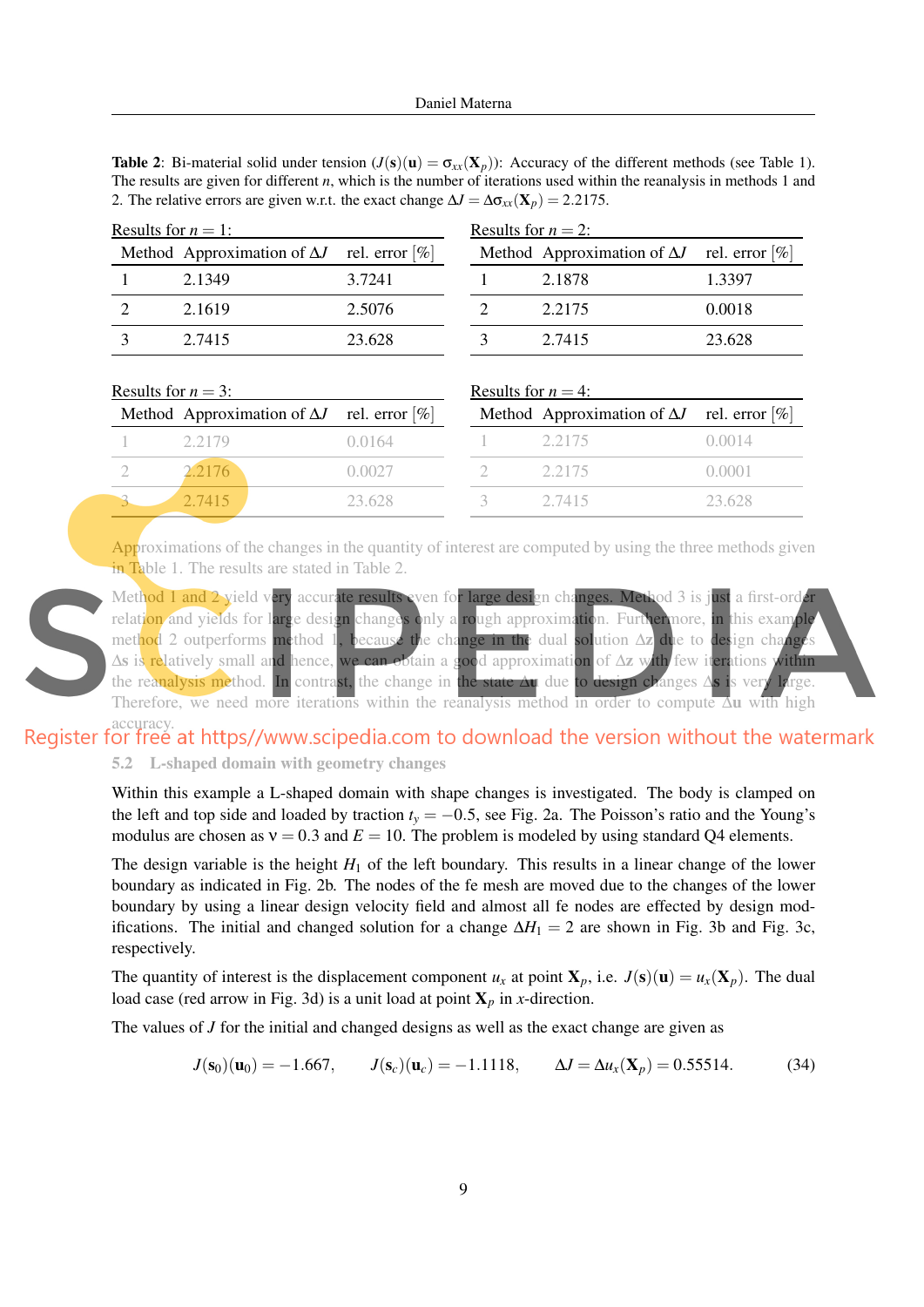**Table 2**: Bi-material solid under tension ($J(\mathbf{s})(\mathbf{u}) = \sigma_{xx}(\mathbf{X}_p)$): Accuracy of the different methods (see Table 1). The results are given for different $n$, which is the number of iterations used within the reanalysis in methods 1 and 2. The relative errors are given w.r.t. the exact change $\Delta J = \Delta\sigma_{xx}(\mathbf{X}_p) = 2.2175$.

Results for $n = 1$:

| Method | Approximation of $\Delta J$ | rel. error [%] |
|---|---|---|
| 1 | 2.1349 | 3.7241 |
| 2 | 2.1619 | 2.5076 |
| 3 | 2.7415 | 23.628 |

Results for $n = 2$:

| Method | Approximation of $\Delta J$ | rel. error [%] |
|---|---|---|
| 1 | 2.1878 | 1.3397 |
| 2 | 2.2175 | 0.0018 |
| 3 | 2.7415 | 23.628 |

Results for $n = 3$:

| Method | Approximation of $\Delta J$ | rel. error [%] |
|---|---|---|
| 1 | 2.2179 | 0.0164 |
| 2 | 2.2176 | 0.0027 |
| 3 | 2.7415 | 23.628 |

Results for $n = 4$:

| Method | Approximation of $\Delta J$ | rel. error [%] |
|---|---|---|
| 1 | 2.2175 | 0.0014 |
| 2 | 2.2175 | 0.0001 |
| 3 | 2.7415 | 23.628 |

Approximations of the changes in the quantity of interest are computed by using the three methods given in Table 1. The results are stated in Table 2.

Method 1 and 2 yield very accurate results even for large design changes. Method 3 is just a first-order relation and yields for large design changes only a rough approximation. Furthermore, in this example method 2 outperforms method 1, because the change in the dual solution $\Delta\mathbf{z}$ due to design changes $\Delta\mathbf{s}$ is relatively small and hence, we can obtain a good approximation of $\Delta\mathbf{z}$ with few iterations within the reanalysis method. In contrast, the change in the state $\Delta\mathbf{u}$ due to design changes $\Delta\mathbf{s}$ is very large. Therefore, we need more iterations within the reanalysis method in order to compute $\Delta\mathbf{u}$ with high accuracy.

### 5.2 L-shaped domain with geometry changes

Within this example a L-shaped domain with shape changes is investigated. The body is clamped on the left and top side and loaded by traction $t_y = -0.5$, see Fig. 2a. The Poisson's ratio and the Young's modulus are chosen as $\nu = 0.3$ and $E = 10$. The problem is modeled by using standard Q4 elements.

The design variable is the height $H_1$ of the left boundary. This results in a linear change of the lower boundary as indicated in Fig. 2b. The nodes of the fe mesh are moved due to the changes of the lower boundary by using a linear design velocity field and almost all fe nodes are effected by design modifications. The initial and changed solution for a change $\Delta H_1 = 2$ are shown in Fig. 3b and Fig. 3c, respectively.

The quantity of interest is the displacement component $u_x$ at point $\mathbf{X}_p$, i.e. $J(\mathbf{s})(\mathbf{u}) = u_x(\mathbf{X}_p)$. The dual load case (red arrow in Fig. 3d) is a unit load at point $\mathbf{X}_p$ in $x$-direction.

The values of $J$ for the initial and changed designs as well as the exact change are given as

$$J(\mathbf{s}_0)(\mathbf{u}_0) = -1.667, \qquad J(\mathbf{s}_c)(\mathbf{u}_c) = -1.1118, \qquad \Delta J = \Delta u_x(\mathbf{X}_p) = 0.55514. \tag{34}$$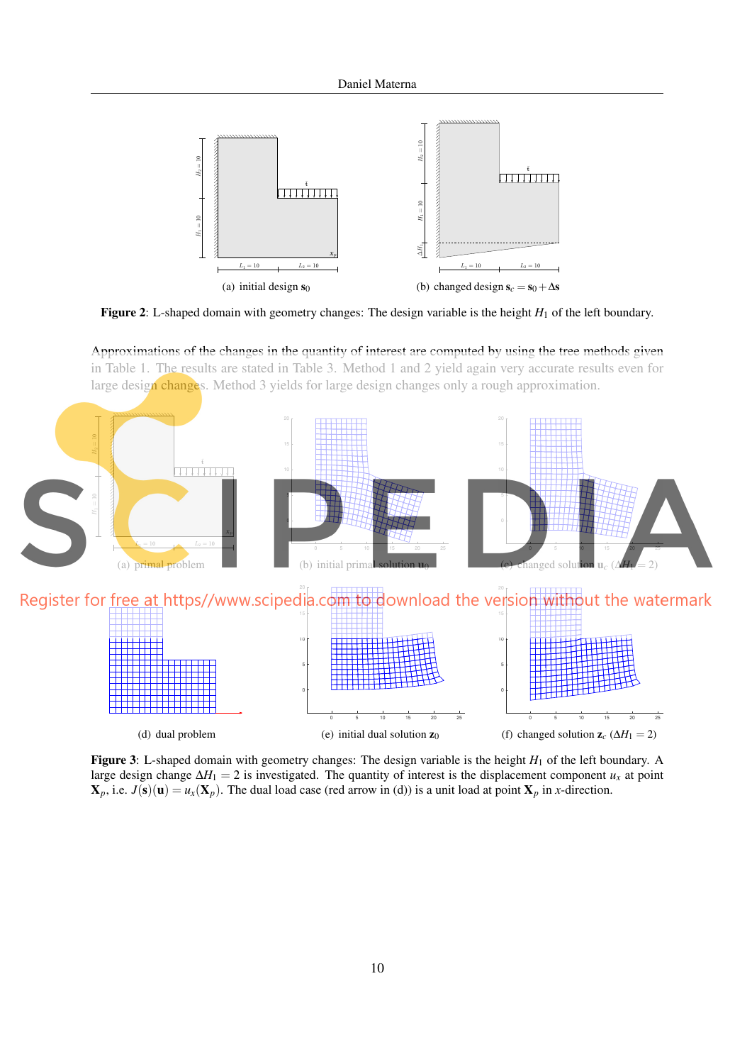(a) initial design $\mathbf{s}_0$

(b) changed design $\mathbf{s}_c = \mathbf{s}_0 + \Delta\mathbf{s}$

**Figure 2**: L-shaped domain with geometry changes: The design variable is the height $H_1$ of the left boundary.

Approximations of the changes in the quantity of interest are computed by using the tree methods given in Table 1. The results are stated in Table 3. Method 1 and 2 yield again very accurate results even for large design changes. Method 3 yields for large design changes only a rough approximation.

(a) primal problem

(b) initial primal solution $\mathbf{u}_0$

(c) changed solution $\mathbf{u}_c$ ($\Delta H_1 = 2$)

(d) dual problem

(e) initial dual solution $\mathbf{z}_0$

(f) changed solution $\mathbf{z}_c$ ($\Delta H_1 = 2$)

**Figure 3**: L-shaped domain with geometry changes: The design variable is the height $H_1$ of the left boundary. A large design change $\Delta H_1 = 2$ is investigated. The quantity of interest is the displacement component $u_x$ at point $\mathbf{X}_p$, i.e. $J(\mathbf{s})(\mathbf{u}) = u_x(\mathbf{X}_p)$. The dual load case (red arrow in (d)) is a unit load at point $\mathbf{X}_p$ in $x$-direction.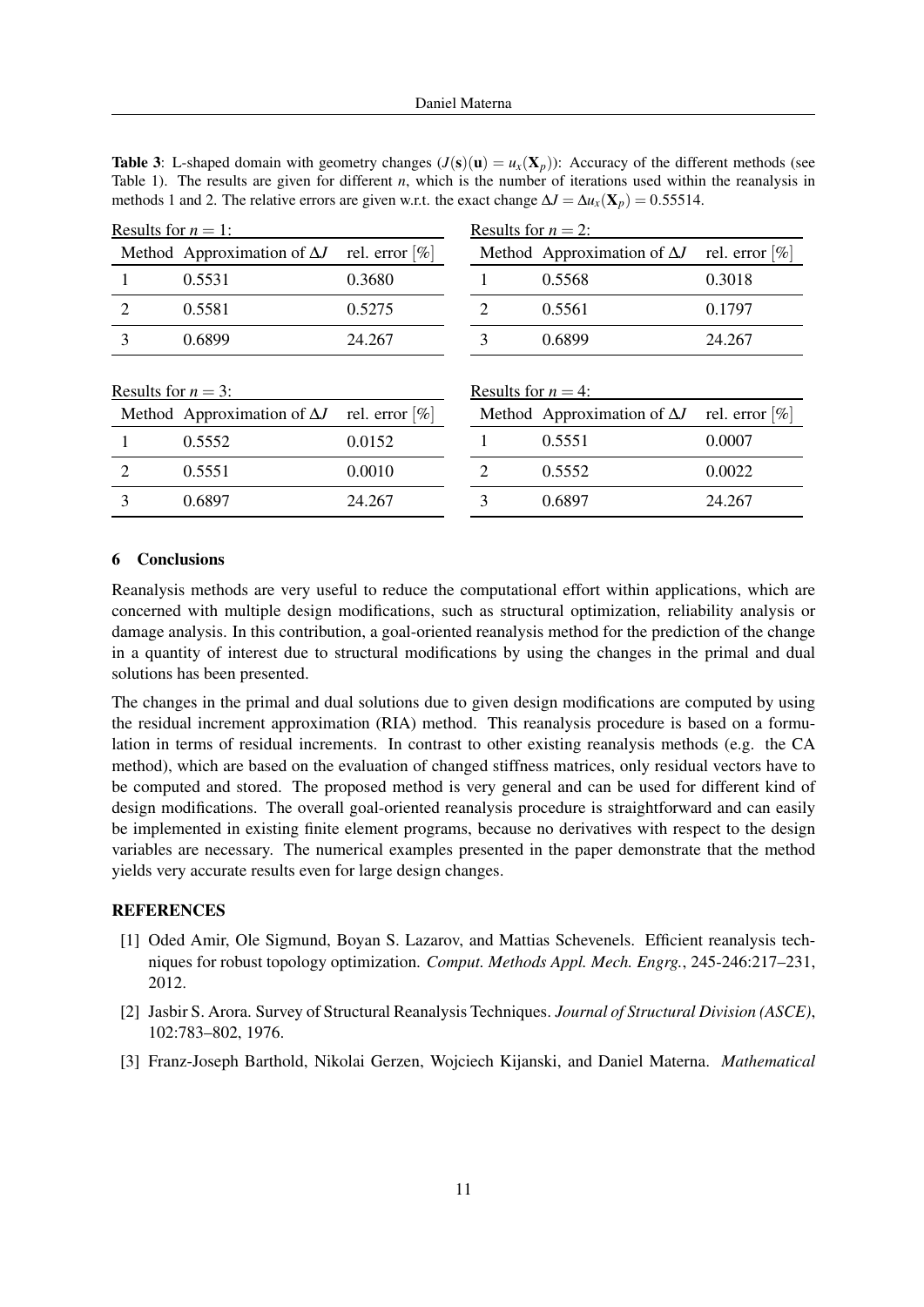**Table 3**: L-shaped domain with geometry changes ($J(\mathbf{s})(\mathbf{u}) = u_x(\mathbf{X}_p)$): Accuracy of the different methods (see Table 1). The results are given for different $n$, which is the number of iterations used within the reanalysis in methods 1 and 2. The relative errors are given w.r.t. the exact change $\Delta J = \Delta u_x(\mathbf{X}_p) = 0.55514$.

Results for $n = 1$:

| Method | Approximation of $\Delta J$ | rel. error [%] |
|---|---|---|
| 1 | 0.5531 | 0.3680 |
| 2 | 0.5581 | 0.5275 |
| 3 | 0.6899 | 24.267 |

Results for $n = 2$:

| Method | Approximation of $\Delta J$ | rel. error [%] |
|---|---|---|
| 1 | 0.5568 | 0.3018 |
| 2 | 0.5561 | 0.1797 |
| 3 | 0.6899 | 24.267 |

Results for $n = 3$:

| Method | Approximation of $\Delta J$ | rel. error [%] |
|---|---|---|
| 1 | 0.5552 | 0.0152 |
| 2 | 0.5551 | 0.0010 |
| 3 | 0.6897 | 24.267 |

Results for $n = 4$:

| Method | Approximation of $\Delta J$ | rel. error [%] |
|---|---|---|
| 1 | 0.5551 | 0.0007 |
| 2 | 0.5552 | 0.0022 |
| 3 | 0.6897 | 24.267 |

## 6 Conclusions

Reanalysis methods are very useful to reduce the computational effort within applications, which are concerned with multiple design modifications, such as structural optimization, reliability analysis or damage analysis. In this contribution, a goal-oriented reanalysis method for the prediction of the change in a quantity of interest due to structural modifications by using the changes in the primal and dual solutions has been presented.

The changes in the primal and dual solutions due to given design modifications are computed by using the residual increment approximation (RIA) method. This reanalysis procedure is based on a formulation in terms of residual increments. In contrast to other existing reanalysis methods (e.g. the CA method), which are based on the evaluation of changed stiffness matrices, only residual vectors have to be computed and stored. The proposed method is very general and can be used for different kind of design modifications. The overall goal-oriented reanalysis procedure is straightforward and can easily be implemented in existing finite element programs, because no derivatives with respect to the design variables are necessary. The numerical examples presented in the paper demonstrate that the method yields very accurate results even for large design changes.

## REFERENCES

[1] Oded Amir, Ole Sigmund, Boyan S. Lazarov, and Mattias Schevenels. Efficient reanalysis techniques for robust topology optimization. *Comput. Methods Appl. Mech. Engrg.*, 245-246:217–231, 2012.

[2] Jasbir S. Arora. Survey of Structural Reanalysis Techniques. *Journal of Structural Division (ASCE)*, 102:783–802, 1976.

[3] Franz-Joseph Barthold, Nikolai Gerzen, Wojciech Kijanski, and Daniel Materna. *Mathematical*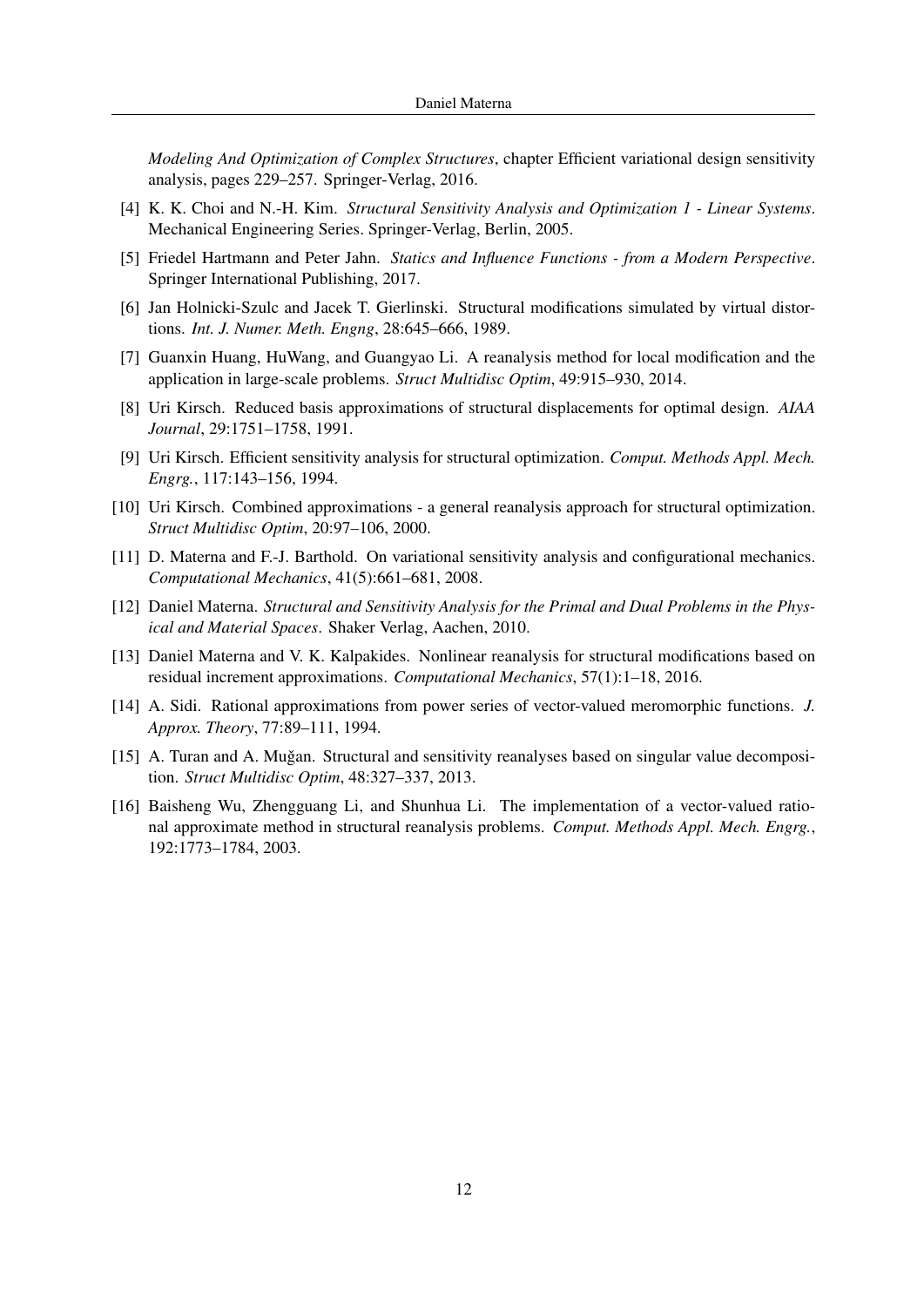*Modeling And Optimization of Complex Structures*, chapter Efficient variational design sensitivity analysis, pages 229–257. Springer-Verlag, 2016.

[4] K. K. Choi and N.-H. Kim. *Structural Sensitivity Analysis and Optimization 1 - Linear Systems*. Mechanical Engineering Series. Springer-Verlag, Berlin, 2005.

[5] Friedel Hartmann and Peter Jahn. *Statics and Influence Functions - from a Modern Perspective*. Springer International Publishing, 2017.

[6] Jan Holnicki-Szulc and Jacek T. Gierlinski. Structural modifications simulated by virtual distortions. *Int. J. Numer. Meth. Engng*, 28:645–666, 1989.

[7] Guanxin Huang, HuWang, and Guangyao Li. A reanalysis method for local modification and the application in large-scale problems. *Struct Multidisc Optim*, 49:915–930, 2014.

[8] Uri Kirsch. Reduced basis approximations of structural displacements for optimal design. *AIAA Journal*, 29:1751–1758, 1991.

[9] Uri Kirsch. Efficient sensitivity analysis for structural optimization. *Comput. Methods Appl. Mech. Engrg.*, 117:143–156, 1994.

[10] Uri Kirsch. Combined approximations - a general reanalysis approach for structural optimization. *Struct Multidisc Optim*, 20:97–106, 2000.

[11] D. Materna and F.-J. Barthold. On variational sensitivity analysis and configurational mechanics. *Computational Mechanics*, 41(5):661–681, 2008.

[12] Daniel Materna. *Structural and Sensitivity Analysis for the Primal and Dual Problems in the Physical and Material Spaces*. Shaker Verlag, Aachen, 2010.

[13] Daniel Materna and V. K. Kalpakides. Nonlinear reanalysis for structural modifications based on residual increment approximations. *Computational Mechanics*, 57(1):1–18, 2016.

[14] A. Sidi. Rational approximations from power series of vector-valued meromorphic functions. *J. Approx. Theory*, 77:89–111, 1994.

[15] A. Turan and A. Muğan. Structural and sensitivity reanalyses based on singular value decomposition. *Struct Multidisc Optim*, 48:327–337, 2013.

[16] Baisheng Wu, Zhengguang Li, and Shunhua Li. The implementation of a vector-valued rational approximate method in structural reanalysis problems. *Comput. Methods Appl. Mech. Engrg.*, 192:1773–1784, 2003.